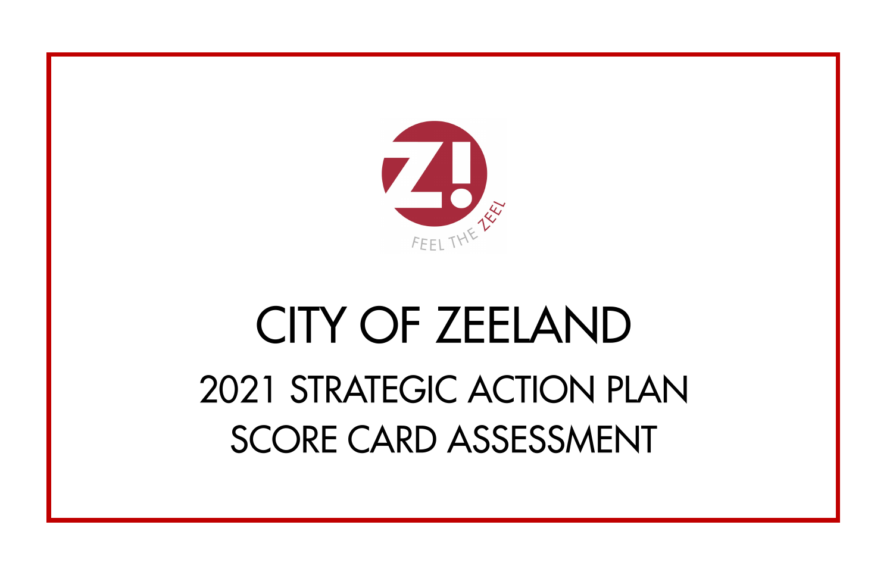# CITY OF ZEELAND

## 2021 STRATEGIC ACTION PLAN

## SCORE CARD ASSESSMENT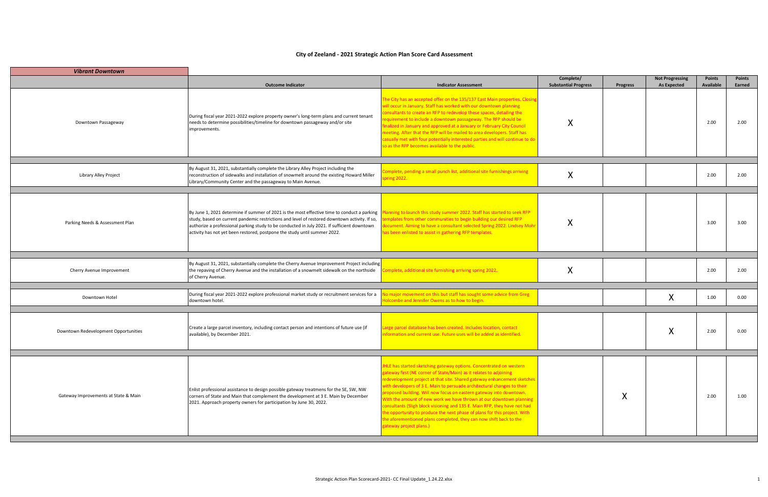# City of Zeeland - 2021 Strategic Action Plan Score Card Assessment

| *Vibrant Downtown* | | | | | | | |
|---|---|---|---|---|---|---|---|
| | Outcome Indicator | Indicator Assessment | Complete/ Substantial Progress | Progress | Not Progressing As Expected | Points Available | Points Earned |
| Downtown Passageway | During fiscal year 2021-2022 explore property owner's long-term plans and current tenant needs to determine possibilities/timeline for downtown passageway and/or site improvements. | The City has an accepted offer on the 135/137 East Main properties. Closing will occur in January. Staff has worked with our downtown planning consultants to create an RFP to redevelop these spaces, detailing the requirement to include a downtown passageway. The RFP should be finalized in January and approved at a January or February City Council meeting. After that the RFP will be mailed to area developers. Staff has casually met with four potentially interested parties and will continue to do so as the RFP becomes available to the public. | X | | | 2.00 | 2.00 |
| Library Alley Project | By August 31, 2021, substantially complete the Library Alley Project including the reconstruction of sidewalks and installation of snowmelt around the existing Howard Miller Library/Community Center and the passageway to Main Avenue. | Complete, pending a small punch list, additional site furnishings arriving spring 2022. | X | | | 2.00 | 2.00 |
| Parking Needs & Assessment Plan | By June 1, 2021 determine if summer of 2021 is the most effective time to conduct a parking study, based on current pandemic restrictions and level of restored downtown activity. If so, authorize a professional parking study to be conducted in July 2021. If sufficient downtown activity has not yet been restored, postpone the study until summer 2022. | Planning to launch this study summer 2022. Staff has started to seek RFP templates from other communities to begin building our desired RFP document. Aiming to have a consultant selected Spring 2022. Lindsey Mohr has been enlisted to assist in gathering RFP templates. | X | | | 3.00 | 3.00 |
| Cherry Avenue Improvement | By August 31, 2021, substantially complete the Cherry Avenue Improvement Project including the repaving of Cherry Avenue and the installation of a snowmelt sidewalk on the northside of Cherry Avenue. | Complete, additional site furnishing arriving spring 2022. | X | | | 2.00 | 2.00 |
| Downtown Hotel | During fiscal year 2021-2022 explore professional market study or recruitment services for a downtown hotel. | No major movement on this but staff has sought some advice from Greg Holcombe and Jennifer Owens as to how to begin. | | | X | 1.00 | 0.00 |
| Downtown Redevelopment Opportunities | Create a large parcel inventory, including contact person and intentions of future use (if available), by December 2021. | Large parcel database has been created. Includes location, contact information and current use. Future uses will be added as identified. | | | X | 2.00 | 0.00 |
| Gateway Improvements at State & Main | Enlist professional assistance to design possible gateway treatmens for the SE, SW, NW corners of State and Main that complement the development at 3 E. Main by December 2021. Approach property owners for participation by June 30, 2022. | JHLE has started sketching gateway options. Concentrated on western gateway first (NE corner of State/Main) as it relates to adjoining redevelopment project at that site. Shared gateway enhancement sketches with developers of 3 E. Main to persuade architectural changes to their proposed building. Will now focus on eastern gateway into downtown. With the amount of new work we have thrown at our downtown planning consultants (Sligh block visioning and 135 E. Main RFP, they have not had the opportunity to produce the next phase of plans for this project. With the aforementioned plans completed, they can now shift back to the gateway project plans.) | | X | | 2.00 | 1.00 |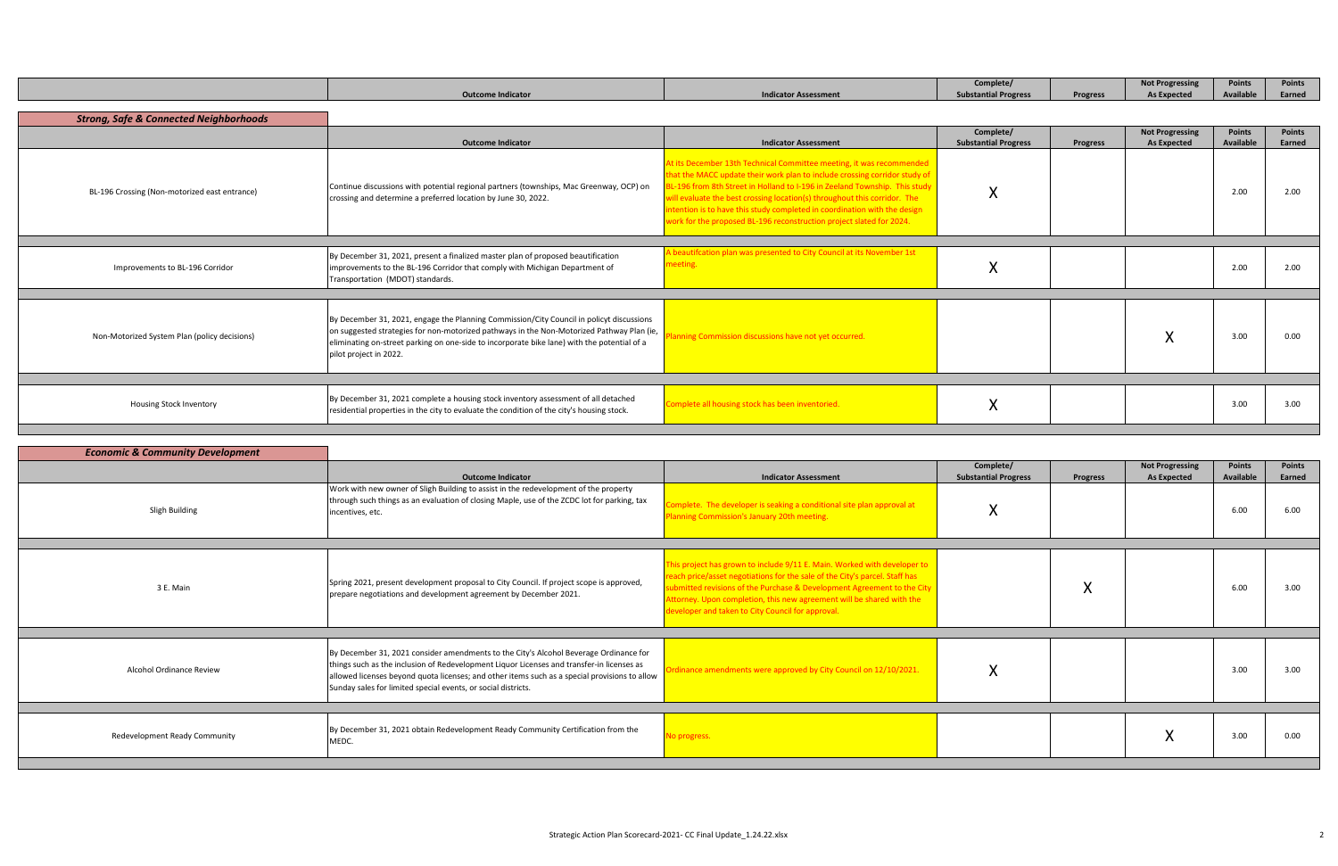| | Outcome Indicator | Indicator Assessment | Complete/ Substantial Progress | Progress | Not Progressing As Expected | Points Available | Points Earned |
|---|---|---|---|---|---|---|---|

## *Strong, Safe & Connected Neighborhoods*

| | Outcome Indicator | Indicator Assessment | Complete/ Substantial Progress | Progress | Not Progressing As Expected | Points Available | Points Earned |
|---|---|---|---|---|---|---|---|
| BL-196 Crossing (Non-motorized east entrance) | Continue discussions with potential regional partners (townships, Mac Greenway, OCP) on crossing and determine a preferred location by June 30, 2022. | At its December 13th Technical Committee meeting, it was recommended that the MACC update their work plan to include crossing corridor study of BL-196 from 8th Street in Holland to I-196 in Zeeland Township. This study will evaluate the best crossing location(s) throughout this corridor. The intention is to have this study completed in coordination with the design work for the proposed BL-196 reconstruction project slated for 2024. | X | | | 2.00 | 2.00 |
| Improvements to BL-196 Corridor | By December 31, 2021, present a finalized master plan of proposed beautification improvements to the BL-196 Corridor that comply with Michigan Department of Transportation (MDOT) standards. | A beautifcation plan was presented to City Council at its November 1st meeting. | X | | | 2.00 | 2.00 |
| Non-Motorized System Plan (policy decisions) | By December 31, 2021, engage the Planning Commission/City Council in policyt discussions on suggested strategies for non-motorized pathways in the Non-Motorized Pathway Plan (ie, eliminating on-street parking on one-side to incorporate bike lane) with the potential of a pilot project in 2022. | Planning Commission discussions have not yet occurred. | | | X | 3.00 | 0.00 |
| Housing Stock Inventory | By December 31, 2021 complete a housing stock inventory assessment of all detached residential properties in the city to evaluate the condition of the city's housing stock. | Complete all housing stock has been inventoried. | X | | | 3.00 | 3.00 |

## *Economic & Community Development*

| | Outcome Indicator | Indicator Assessment | Complete/ Substantial Progress | Progress | Not Progressing As Expected | Points Available | Points Earned |
|---|---|---|---|---|---|---|---|
| Sligh Building | Work with new owner of Sligh Building to assist in the redevelopment of the property through such things as an evaluation of closing Maple, use of the ZCDC lot for parking, tax incentives, etc. | Complete. The developer is seaking a conditional site plan approval at Planning Commission's January 20th meeting. | X | | | 6.00 | 6.00 |
| 3 E. Main | Spring 2021, present development proposal to City Council. If project scope is approved, prepare negotiations and development agreement by December 2021. | This project has grown to include 9/11 E. Main. Worked with developer to reach price/asset negotiations for the sale of the City's parcel. Staff has submitted revisions of the Purchase & Development Agreement to the City Attorney. Upon completion, this new agreement will be shared with the developer and taken to City Council for approval. | | X | | 6.00 | 3.00 |
| Alcohol Ordinance Review | By December 31, 2021 consider amendments to the City's Alcohol Beverage Ordinance for things such as the inclusion of Redevelopment Liquor Licenses and transfer-in licenses as allowed licenses beyond quota licenses; and other items such as a special provisions to allow Sunday sales for limited special events, or social districts. | Ordinance amendments were approved by City Council on 12/10/2021. | X | | | 3.00 | 3.00 |
| Redevelopment Ready Community | By December 31, 2021 obtain Redevelopment Ready Community Certification from the MEDC. | No progress. | | | X | 3.00 | 0.00 |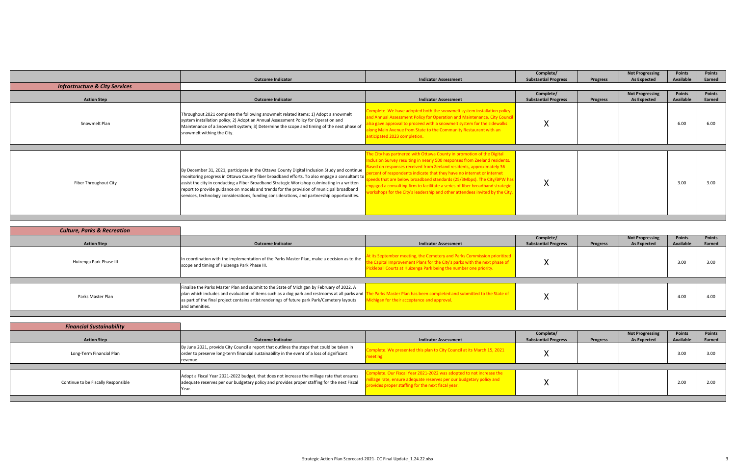| | Outcome Indicator | Indicator Assessment | Complete/ Substantial Progress | Progress | Not Progressing As Expected | Points Available | Points Earned |
|---|---|---|---|---|---|---|---|

## *Infrastructure & City Services*

| Action Step | Outcome Indicator | Indicator Assessment | Complete/ Substantial Progress | Progress | Not Progressing As Expected | Points Available | Points Earned |
|---|---|---|---|---|---|---|---|
| Snowmelt Plan | Throughout 2021 complete the following snowmelt related items: 1) Adopt a snowmelt system installation policy; 2) Adopt an Annual Assessment Policy for Operation and Maintenance of a Snowmelt system; 3) Determine the scope and timing of the next phase of snowmelt withing the City. | Complete. We have adopted both the snowmelt system installation policy and Annual Assessment Policy for Operation and Maintenance. City Council also gave approval to proceed with a snowmelt system for the sidewalks along Main Avenue from State to the Community Restaurant with an anticipated 2023 completion. | X | | | 6.00 | 6.00 |
| Fiber Throughout City | By December 31, 2021, participate in the Ottawa County Digital Inclusion Study and continue monitoring progress in Ottawa County fiber broadband efforts. To also engage a consultant to assist the city in conducting a Fiber Broadband Strategic Workshop culminating in a written report to provide guidance on models and trends for the provision of municipal broadband services, technology considerations, funding considerations, and partnership opportunities. | The City has partnered with Ottawa County in promotion of the Digital Inclusion Survey resulting in nearly 500 responses from Zeeland residents. Based on responses received from Zeeland residents, approximately 36 percent of respondents indicate that they have no internet or internet speeds that are below broadband standards (25/3Mbps). The City/BPW has engaged a consulting firm to facilitate a series of fiber broadband strategic workshops for the City's leadership and other attendees invited by the City. | X | | | 3.00 | 3.00 |

## *Culture, Parks & Recreation*

| Action Step | Outcome Indicator | Indicator Assessment | Complete/ Substantial Progress | Progress | Not Progressing As Expected | Points Available | Points Earned |
|---|---|---|---|---|---|---|---|
| Huizenga Park Phase III | In coordination with the implementation of the Parks Master Plan, make a decision as to the scope and timing of Huizenga Park Phase III. | At its September meeting, the Cemetery and Parks Commission prioritized the Capital Improvement Plans for the City's parks with the next phase of Pickleball Courts at Huizenga Park being the number one priority. | X | | | 3.00 | 3.00 |
| Parks Master Plan | Finalize the Parks Master Plan and submit to the State of Michigan by February of 2022. A plan which includes and evaluation of items such as a dog park and restrooms at all parks and as part of the final project contains artist renderings of future park Park/Cemetery layouts and amenities. | The Parks Master Plan has been completed and submitted to the State of Michigan for their acceptance and approval. | X | | | 4.00 | 4.00 |

## *Financial Sustainability*

| Action Step | Outcome Indicator | Indicator Assessment | Complete/ Substantial Progress | Progress | Not Progressing As Expected | Points Available | Points Earned |
|---|---|---|---|---|---|---|---|
| Long-Term Financial Plan | By June 2021, provide City Council a report that outlines the steps that could be taken in order to preserve long-term financial sustainability in the event of a loss of significant revenue. | Complete. We presented this plan to City Council at its March 15, 2021 meeting. | X | | | 3.00 | 3.00 |
| Continue to be Fiscally Responsible | Adopt a Fiscal Year 2021-2022 budget, that does not increase the millage rate that ensures adequate reserves per our budgetary policy and provides proper staffing for the next Fiscal Year. | Complete. Our Fiscal Year 2021-2022 was adopted to not increase the millage rate, ensure adequate reserves per our budgetary policy and provides proper staffing for the next fiscal year. | X | | | 2.00 | 2.00 |

Strategic Action Plan Scorecard-2021- CC Final Update_1.24.22.xlsx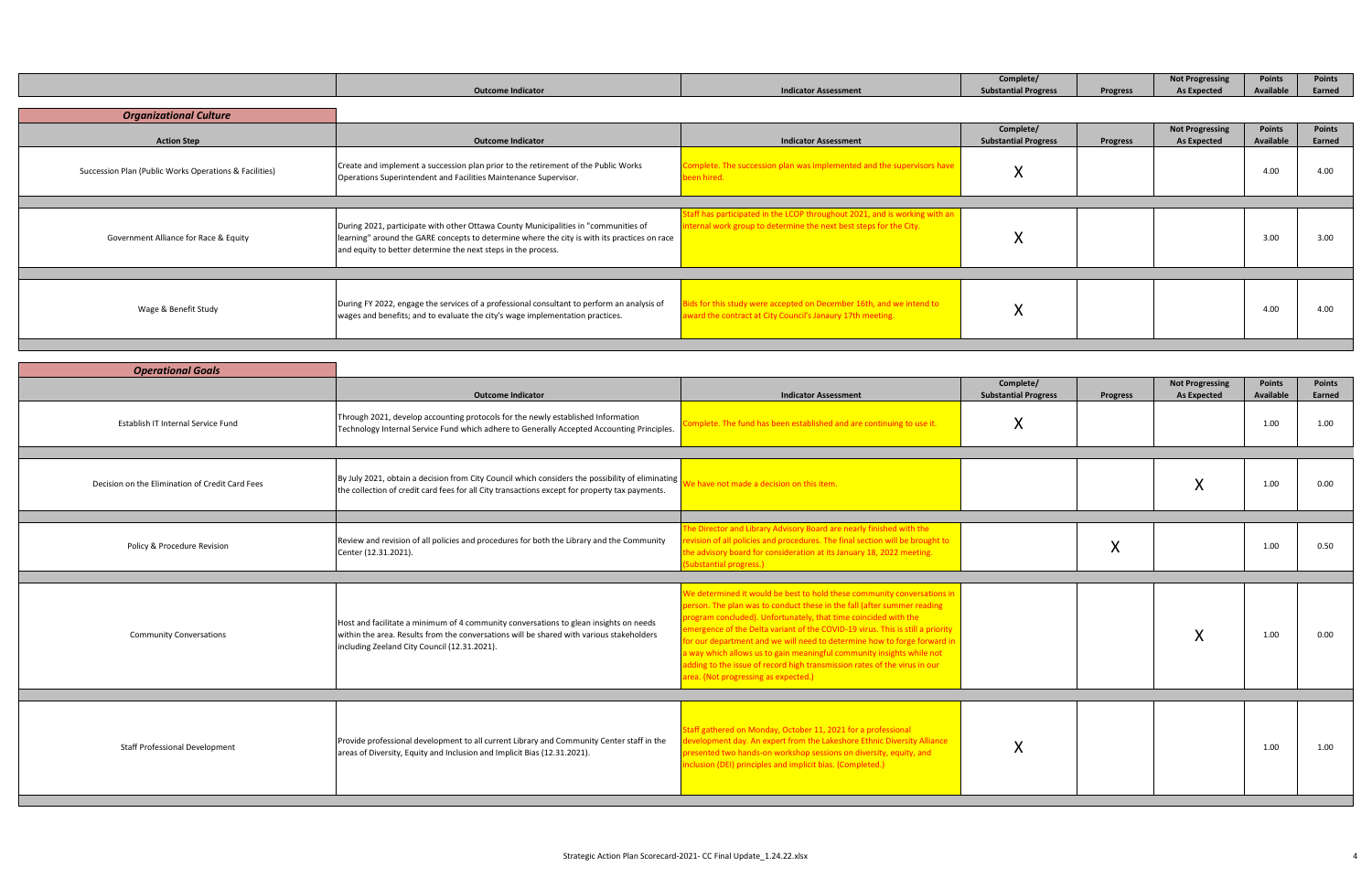| | Outcome Indicator | Indicator Assessment | Complete/ Substantial Progress | Progress | Not Progressing As Expected | Points Available | Points Earned |
|---|---|---|---|---|---|---|---|

## *Organizational Culture*

| Action Step | Outcome Indicator | Indicator Assessment | Complete/ Substantial Progress | Progress | Not Progressing As Expected | Points Available | Points Earned |
|---|---|---|---|---|---|---|---|
| Succession Plan (Public Works Operations & Facilities) | Create and implement a succession plan prior to the retirement of the Public Works Operations Superintendent and Facilities Maintenance Supervisor. | Complete. The succession plan was implemented and the supervisors have been hired. | X | | | 4.00 | 4.00 |
| Government Alliance for Race & Equity | During 2021, participate with other Ottawa County Municipalities in "communities of learning" around the GARE concepts to determine where the city is with its practices on race and equity to better determine the next steps in the process. | Staff has participated in the LCOP throughout 2021, and is working with an internal work group to determine the next best steps for the City. | X | | | 3.00 | 3.00 |
| Wage & Benefit Study | During FY 2022, engage the services of a professional consultant to perform an analysis of wages and benefits; and to evaluate the city's wage implementation practices. | Bids for this study were accepted on December 16th, and we intend to award the contract at City Council's Janaury 17th meeting. | X | | | 4.00 | 4.00 |

## *Operational Goals*

| | Outcome Indicator | Indicator Assessment | Complete/ Substantial Progress | Progress | Not Progressing As Expected | Points Available | Points Earned |
|---|---|---|---|---|---|---|---|
| Establish IT Internal Service Fund | Through 2021, develop accounting protocols for the newly established Information Technology Internal Service Fund which adhere to Generally Accepted Accounting Principles. | Complete. The fund has been established and are continuing to use it. | X | | | 1.00 | 1.00 |
| Decision on the Elimination of Credit Card Fees | By July 2021, obtain a decision from City Council which considers the possibility of eliminating the collection of credit card fees for all City transactions except for property tax payments. | We have not made a decision on this item. | | | X | 1.00 | 0.00 |
| Policy & Procedure Revision | Review and revision of all policies and procedures for both the Library and the Community Center (12.31.2021). | The Director and Library Advisory Board are nearly finished with the revision of all policies and procedures. The final section will be brought to the advisory board for consideration at its January 18, 2022 meeting. (Substantial progress.) | | X | | 1.00 | 0.50 |
| Community Conversations | Host and facilitate a minimum of 4 community conversations to glean insights on needs within the area. Results from the conversations will be shared with various stakeholders including Zeeland City Council (12.31.2021). | We determined it would be best to hold these community conversations in person. The plan was to conduct these in the fall (after summer reading program concluded). Unfortunately, that time coincided with the emergence of the Delta variant of the COVID-19 virus. This is still a priority for our department and we will need to determine how to forge forward in a way which allows us to gain meaningful community insights while not adding to the issue of record high transmission rates of the virus in our area. (Not progressing as expected.) | | | X | 1.00 | 0.00 |
| Staff Professional Development | Provide professional development to all current Library and Community Center staff in the areas of Diversity, Equity and Inclusion and Implicit Bias (12.31.2021). | Staff gathered on Monday, October 11, 2021 for a professional development day. An expert from the Lakeshore Ethnic Diversity Alliance presented two hands-on workshop sessions on diversity, equity, and inclusion (DEI) principles and implicit bias. (Completed.) | X | | | 1.00 | 1.00 |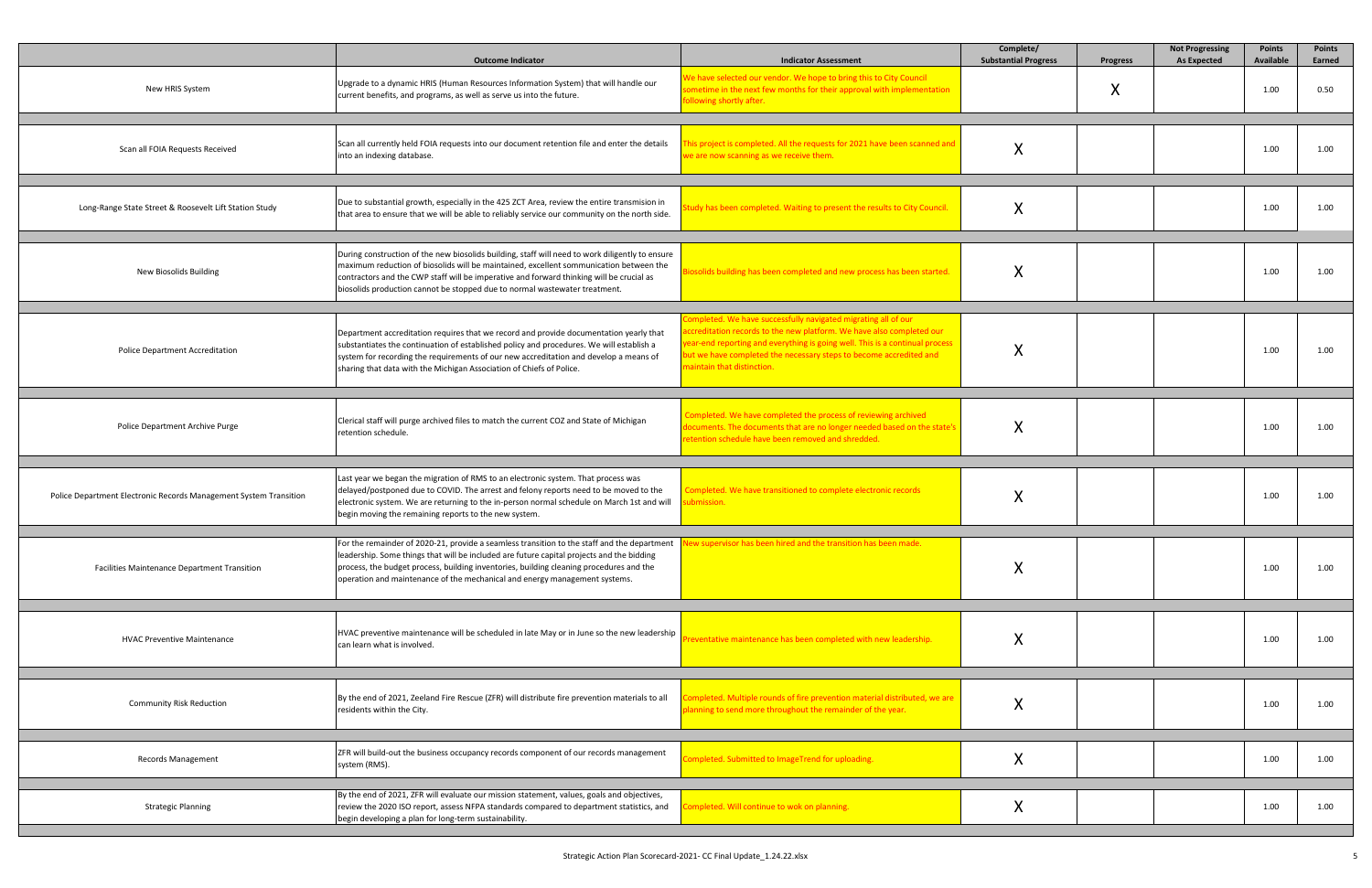| | Outcome Indicator | Indicator Assessment | Complete/ Substantial Progress | Progress | Not Progressing As Expected | Points Available | Points Earned |
|---|---|---|---|---|---|---|---|
| New HRIS System | Upgrade to a dynamic HRIS (Human Resources Information System) that will handle our current benefits, and programs, as well as serve us into the future. | We have selected our vendor. We hope to bring this to City Council sometime in the next few months for their approval with implementation following shortly after. | | X | | 1.00 | 0.50 |
| Scan all FOIA Requests Received | Scan all currently held FOIA requests into our document retention file and enter the details into an indexing database. | This project is completed. All the requests for 2021 have been scanned and we are now scanning as we receive them. | X | | | 1.00 | 1.00 |
| Long-Range State Street & Roosevelt Lift Station Study | Due to substantial growth, especially in the 425 ZCT Area, review the entire transmision in that area to ensure that we will be able to reliably service our community on the north side. | Study has been completed. Waiting to present the results to City Council. | X | | | 1.00 | 1.00 |
| New Biosolids Building | During construction of the new biosolids building, staff will need to work diligently to ensure maximum reduction of biosolids will be maintained, excellent communication between the contractors and the CWP staff will be imperative and forward thinking will be crucial as biosolids production cannot be stopped due to normal wastewater treatment. | Biosolids building has been completed and new process has been started. | X | | | 1.00 | 1.00 |
| Police Department Accreditation | Department accreditation requires that we record and provide documentation yearly that substantiates the continuation of established policy and procedures. We will establish a system for recording the requirements of our new accreditation and develop a means of sharing that data with the Michigan Association of Chiefs of Police. | Completed. We have successfully navigated migrating all of our accreditation records to the new platform. We have also completed our year-end reporting and everything is going well. This is a continual process but we have completed the necessary steps to become accredited and maintain that distinction. | X | | | 1.00 | 1.00 |
| Police Department Archive Purge | Clerical staff will purge archived files to match the current COZ and State of Michigan retention schedule. | Completed. We have completed the process of reviewing archived documents. The documents that are no longer needed based on the state's retention schedule have been removed and shredded. | X | | | 1.00 | 1.00 |
| Police Department Electronic Records Management System Transition | Last year we began the migration of RMS to an electronic system. That process was delayed/postponed due to COVID. The arrest and felony reports need to be moved to the electronic system. We are returning to the in-person normal schedule on March 1st and will begin moving the remaining reports to the new system. | Completed. We have transitioned to complete electronic records submission. | X | | | 1.00 | 1.00 |
| Facilities Maintenance Department Transition | For the remainder of 2020-21, provide a seamless transition to the staff and the department leadership. Some things that will be included are future capital projects and the bidding process, the budget process, building inventories, building cleaning procedures and the operation and maintenance of the mechanical and energy management systems. | New supervisor has been hired and the transition has been made. | X | | | 1.00 | 1.00 |
| HVAC Preventive Maintenance | HVAC preventive maintenance will be scheduled in late May or in June so the new leadership can learn what is involved. | Preventative maintenance has been completed with new leadership. | X | | | 1.00 | 1.00 |
| Community Risk Reduction | By the end of 2021, Zeeland Fire Rescue (ZFR) will distribute fire prevention materials to all residents within the City. | Completed. Multiple rounds of fire prevention material distributed, we are planning to send more throughout the remainder of the year. | X | | | 1.00 | 1.00 |
| Records Management | ZFR will build-out the business occupancy records component of our records management system (RMS). | Completed. Submitted to ImageTrend for uploading. | X | | | 1.00 | 1.00 |
| Strategic Planning | By the end of 2021, ZFR will evaluate our mission statement, values, goals and objectives, review the 2020 ISO report, assess NFPA standards compared to department statistics, and begin developing a plan for long-term sustainability. | Completed. Will continue to wok on planning. | X | | | 1.00 | 1.00 |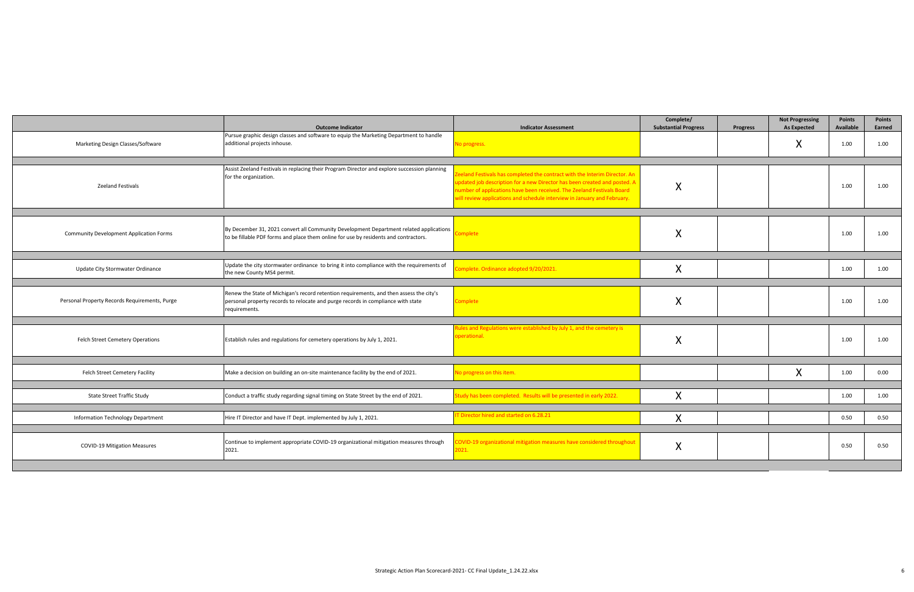| | Outcome Indicator | Indicator Assessment | Complete/ Substantial Progress | Progress | Not Progressing As Expected | Points Available | Points Earned |
|---|---|---|---|---|---|---|---|
| Marketing Design Classes/Software | Pursue graphic design classes and software to equip the Marketing Department to handle additional projects inhouse. | No progress. | | | X | 1.00 | 1.00 |
| Zeeland Festivals | Assist Zeeland Festivals in replacing their Program Director and explore succession planning for the organization. | Zeeland Festivals has completed the contract with the Interim Director. An updated job description for a new Director has been created and posted. A number of applications have been received. The Zeeland Festivals Board will review applications and schedule interview in January and February. | X | | | 1.00 | 1.00 |
| Community Development Application Forms | By December 31, 2021 convert all Community Development Department related applications to be fillable PDF forms and place them online for use by residents and contractors. | Complete | X | | | 1.00 | 1.00 |
| Update City Stormwater Ordinance | Update the city stormwater ordinance to bring it into compliance with the requirements of the new County MS4 permit. | Complete. Ordinance adopted 9/20/2021. | X | | | 1.00 | 1.00 |
| Personal Property Records Requirements, Purge | Renew the State of Michigan's record retention requirements, and then assess the city's personal property records to relocate and purge records in compliance with state requirements. | Complete | X | | | 1.00 | 1.00 |
| Felch Street Cemetery Operations | Establish rules and regulations for cemetery operations by July 1, 2021. | Rules and Regulations were established by July 1, and the cemetery is operational. | X | | | 1.00 | 1.00 |
| Felch Street Cemetery Facility | Make a decision on building an on-site maintenance facility by the end of 2021. | No progress on this item. | | | X | 1.00 | 0.00 |
| State Street Traffic Study | Conduct a traffic study regarding signal timing on State Street by the end of 2021. | Study has been completed. Results will be presented in early 2022. | X | | | 1.00 | 1.00 |
| Information Technology Department | Hire IT Director and have IT Dept. implemented by July 1, 2021. | IT Director hired and started on 6.28.21 | X | | | 0.50 | 0.50 |
| COVID-19 Mitigation Measures | Continue to implement appropriate COVID-19 organizational mitigation measures through 2021. | COVID-19 organizational mitigation measures have considered throughout 2021. | X | | | 0.50 | 0.50 |

Strategic Action Plan Scorecard-2021- CC Final Update_1.24.22.xlsx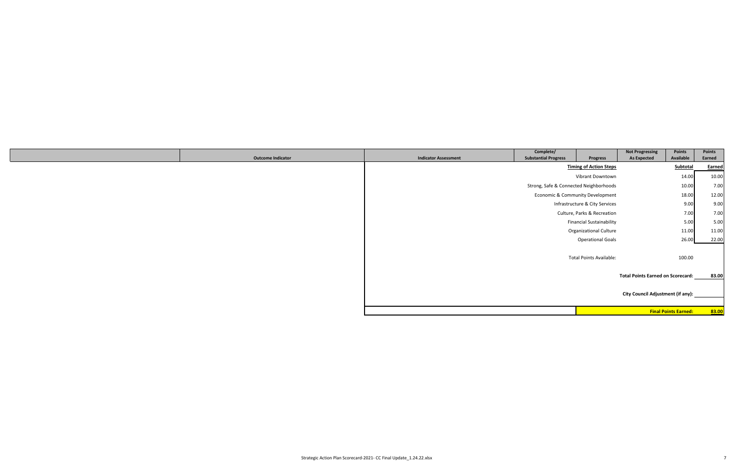| | Outcome Indicator | Indicator Assessment | Complete/ Substantial Progress | Progress | Not Progressing As Expected | Points Available | Points Earned |
|---|---|---|---|---|---|---|---|
| | | | | **Timing of Action Steps** | | **Subtotal** | **Earned** |
| | | | | Vibrant Downtown | | 14.00 | 10.00 |
| | | | | Strong, Safe & Connected Neighborhoods | | 10.00 | 7.00 |
| | | | | Economic & Community Development | | 18.00 | 12.00 |
| | | | | Infrastructure & City Services | | 9.00 | 9.00 |
| | | | | Culture, Parks & Recreation | | 7.00 | 7.00 |
| | | | | Financial Sustainability | | 5.00 | 5.00 |
| | | | | Organizational Culture | | 11.00 | 11.00 |
| | | | | Operational Goals | | 26.00 | 22.00 |
| | | | | Total Points Available: | | 100.00 | |
| | | | | | **Total Points Earned on Scorecard:** | | **83.00** |
| | | | | | **City Council Adjustment (if any):** | | |
| | | | | | **Final Points Earned:** | | **83.00** |

Strategic Action Plan Scorecard-2021- CC Final Update_1.24.22.xlsx